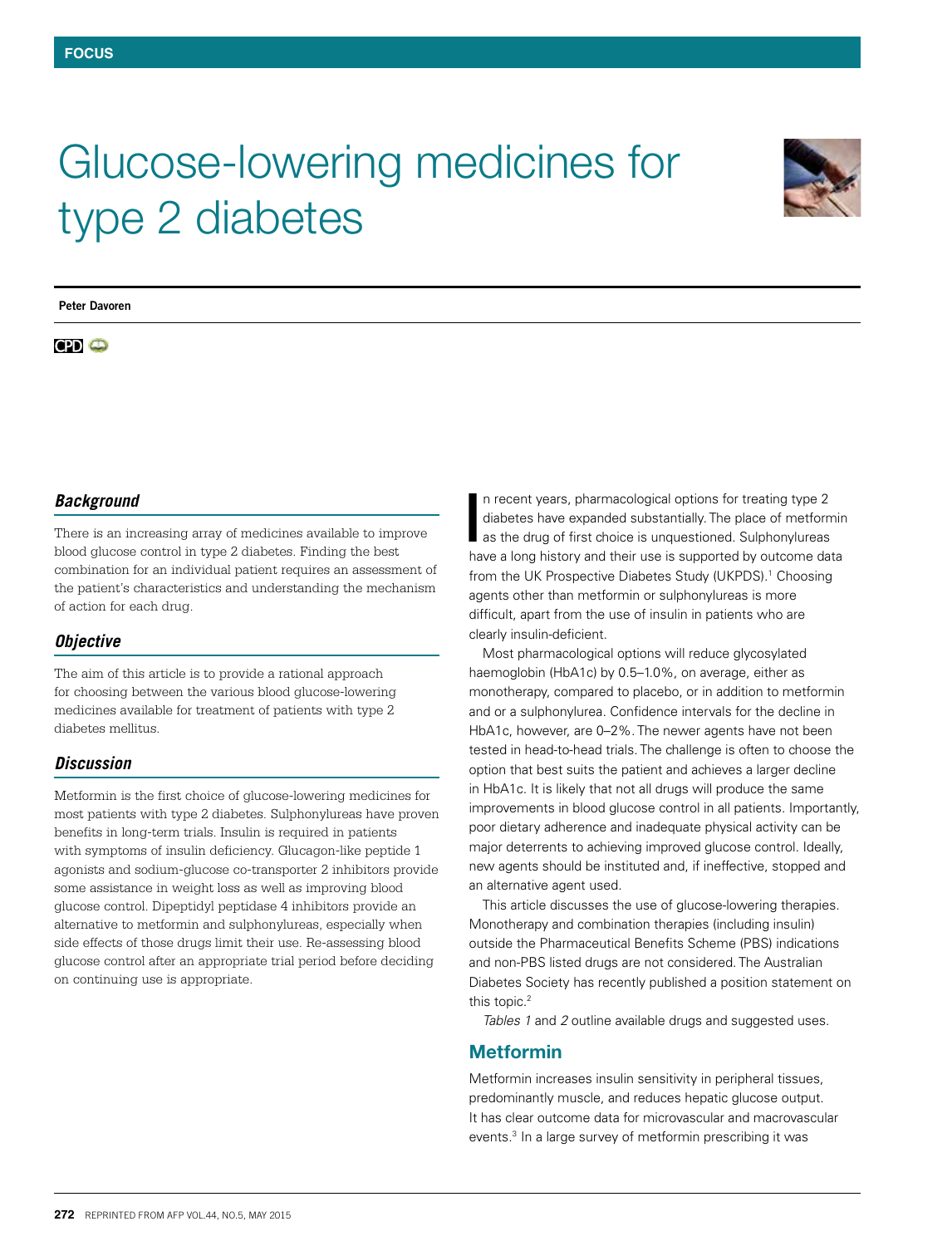FOCUS

# Glucose-lowering medicines for type 2 diabetes

**Peter Davoren**

CPD

### *Background*

There is an increasing array of medicines available to improve blood glucose control in type 2 diabetes. Finding the best combination for an individual patient requires an assessment of the patient's characteristics and understanding the mechanism of action for each drug.

### *Objective*

The aim of this article is to provide a rational approach for choosing between the various blood glucose-lowering medicines available for treatment of patients with type 2 diabetes mellitus.

### *Discussion*

Metformin is the first choice of glucose-lowering medicines for most patients with type 2 diabetes. Sulphonylureas have proven benefits in long-term trials. Insulin is required in patients with symptoms of insulin deficiency. Glucagon-like peptide 1 agonists and sodium-glucose co-transporter 2 inhibitors provide some assistance in weight loss as well as improving blood glucose control. Dipeptidyl peptidase 4 inhibitors provide an alternative to metformin and sulphonylureas, especially when side effects of those drugs limit their use. Re-assessing blood glucose control after an appropriate trial period before deciding on continuing use is appropriate.

In recent years, pharmacological options for treating type 2 diabetes have expanded substantially. The place of metformin as the drug of first choice is unquestioned. Sulphonylureas have a long history and their use is supported by outcome data from the UK Prospective Diabetes Study (UKPDS).[1] Choosing agents other than metformin or sulphonylureas is more difficult, apart from the use of insulin in patients who are clearly insulin-deficient.

Most pharmacological options will reduce glycosylated haemoglobin (HbA1c) by 0.5–1.0%, on average, either as monotherapy, compared to placebo, or in addition to metformin and or a sulphonylurea. Confidence intervals for the decline in HbA1c, however, are 0–2%. The newer agents have not been tested in head-to-head trials. The challenge is often to choose the option that best suits the patient and achieves a larger decline in HbA1c. It is likely that not all drugs will produce the same improvements in blood glucose control in all patients. Importantly, poor dietary adherence and inadequate physical activity can be major deterrents to achieving improved glucose control. Ideally, new agents should be instituted and, if ineffective, stopped and an alternative agent used.

This article discusses the use of glucose-lowering therapies. Monotherapy and combination therapies (including insulin) outside the Pharmaceutical Benefits Scheme (PBS) indications and non-PBS listed drugs are not considered. The Australian Diabetes Society has recently published a position statement on this topic.[2]

*Tables 1* and *2* outline available drugs and suggested uses.

## Metformin

Metformin increases insulin sensitivity in peripheral tissues, predominantly muscle, and reduces hepatic glucose output. It has clear outcome data for microvascular and macrovascular events.[3] In a large survey of metformin prescribing it was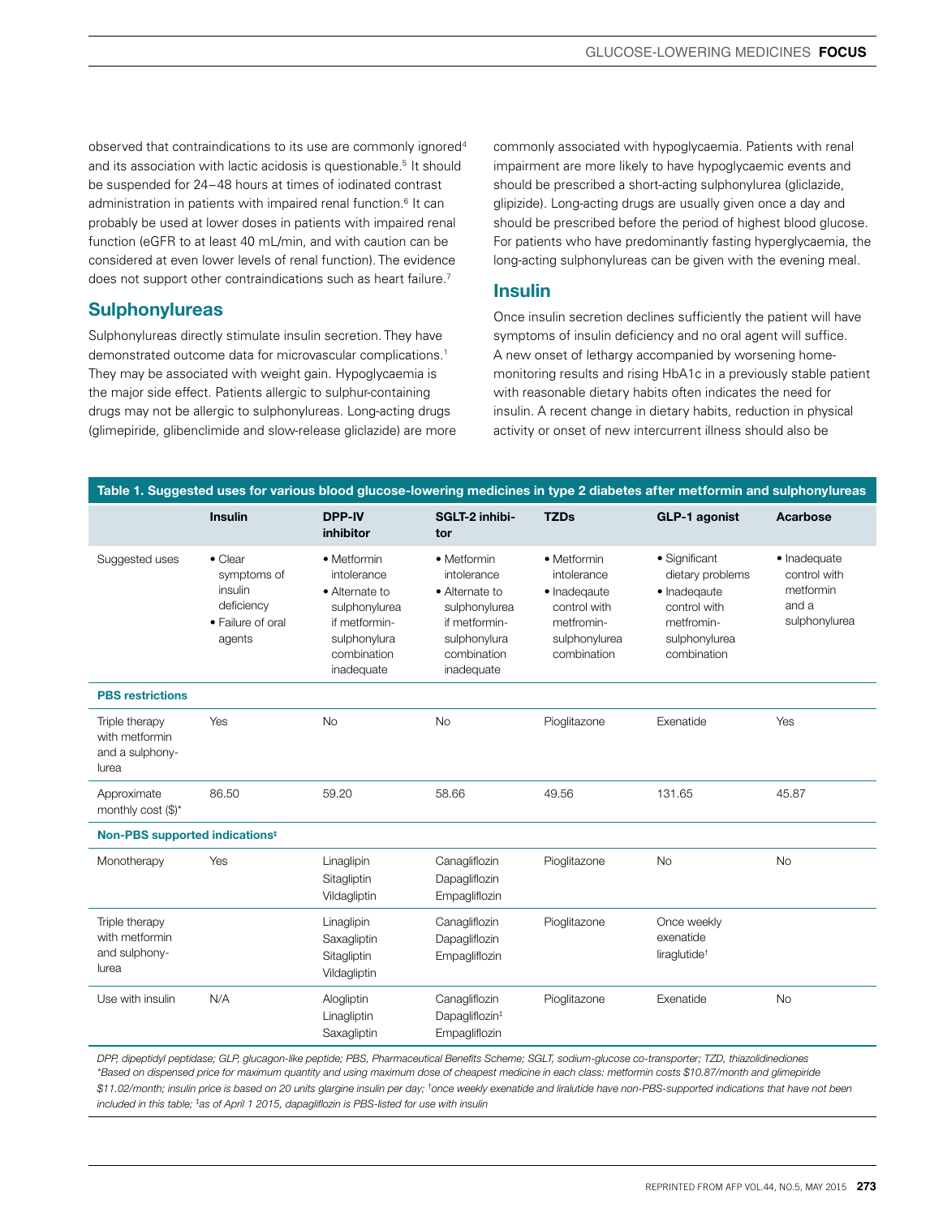observed that contraindications to its use are commonly ignored[4] and its association with lactic acidosis is questionable.[5] It should be suspended for 24–48 hours at times of iodinated contrast administration in patients with impaired renal function.[6] It can probably be used at lower doses in patients with impaired renal function (eGFR to at least 40 mL/min, and with caution can be considered at even lower levels of renal function). The evidence does not support other contraindications such as heart failure.[7]

## Sulphonylureas

Sulphonylureas directly stimulate insulin secretion. They have demonstrated outcome data for microvascular complications.[1] They may be associated with weight gain. Hypoglycaemia is the major side effect. Patients allergic to sulphur-containing drugs may not be allergic to sulphonylureas. Long-acting drugs (glimepiride, glibenclimide and slow-release gliclazide) are more commonly associated with hypoglycaemia. Patients with renal impairment are more likely to have hypoglycaemic events and should be prescribed a short-acting sulphonylurea (gliclazide, glipizide). Long-acting drugs are usually given once a day and should be prescribed before the period of highest blood glucose. For patients who have predominantly fasting hyperglycaemia, the long-acting sulphonylureas can be given with the evening meal.

## Insulin

Once insulin secretion declines sufficiently the patient will have symptoms of insulin deficiency and no oral agent will suffice. A new onset of lethargy accompanied by worsening home-monitoring results and rising HbA1c in a previously stable patient with reasonable dietary habits often indicates the need for insulin. A recent change in dietary habits, reduction in physical activity or onset of new intercurrent illness should also be

**Table 1. Suggested uses for various blood glucose-lowering medicines in type 2 diabetes after metformin and sulphonylureas**

| | Insulin | DPP-IV inhibitor | SGLT-2 inhibitor | TZDs | GLP-1 agonist | Acarbose |
|---|---|---|---|---|---|---|
| Suggested uses | • Clear symptoms of insulin deficiency<br>• Failure of oral agents | • Metformin intolerance<br>• Alternate to sulphonylurea if metformin-sulphonylura combination inadequate | • Metformin intolerance<br>• Alternate to sulphonylurea if metformin-sulphonylura combination inadequate | • Metformin intolerance<br>• Inadeqaute control with metfromin-sulphonylurea combination | • Significant dietary problems<br>• Inadeqaute control with metfromin-sulphonylurea combination | • Inadequate control with metformin and a sulphonylurea |
| **PBS restrictions** | | | | | | |
| Triple therapy with metformin and a sulphonylurea | Yes | No | No | Pioglitazone | Exenatide | Yes |
| Approximate monthly cost ($)* | 86.50 | 59.20 | 58.66 | 49.56 | 131.65 | 45.87 |
| **Non-PBS supported indications‡** | | | | | | |
| Monotherapy | Yes | Linaglipin<br>Sitagliptin<br>Vildagliptin | Canagliflozin<br>Dapagliflozin<br>Empagliflozin | Pioglitazone | No | No |
| Triple therapy with metformin and sulphonylurea | | Linaglipin<br>Saxagliptin<br>Sitagliptin<br>Vildagliptin | Canagliflozin<br>Dapagliflozin<br>Empagliflozin | Pioglitazone | Once weekly exenatide<br>liraglutide† | |
| Use with insulin | N/A | Alogliptin<br>Linagliptin<br>Saxagliptin | Canagliflozin<br>Dapagliflozin‡<br>Empagliflozin | Pioglitazone | Exenatide | No |

*DPP, dipeptidyl peptidase; GLP, glucagon-like peptide; PBS, Pharmaceutical Benefits Scheme; SGLT, sodium-glucose co-transporter; TZD, thiazolidinediones*
*\*Based on dispensed price for maximum quantity and using maximum dose of cheapest medicine in each class: metformin costs $10.87/month and glimepiride $11.02/month; insulin price is based on 20 units glargine insulin per day; †once weekly exenatide and liralutide have non-PBS-supported indications that have not been included in this table; ‡as of April 1 2015, dapagliflozin is PBS-listed for use with insulin*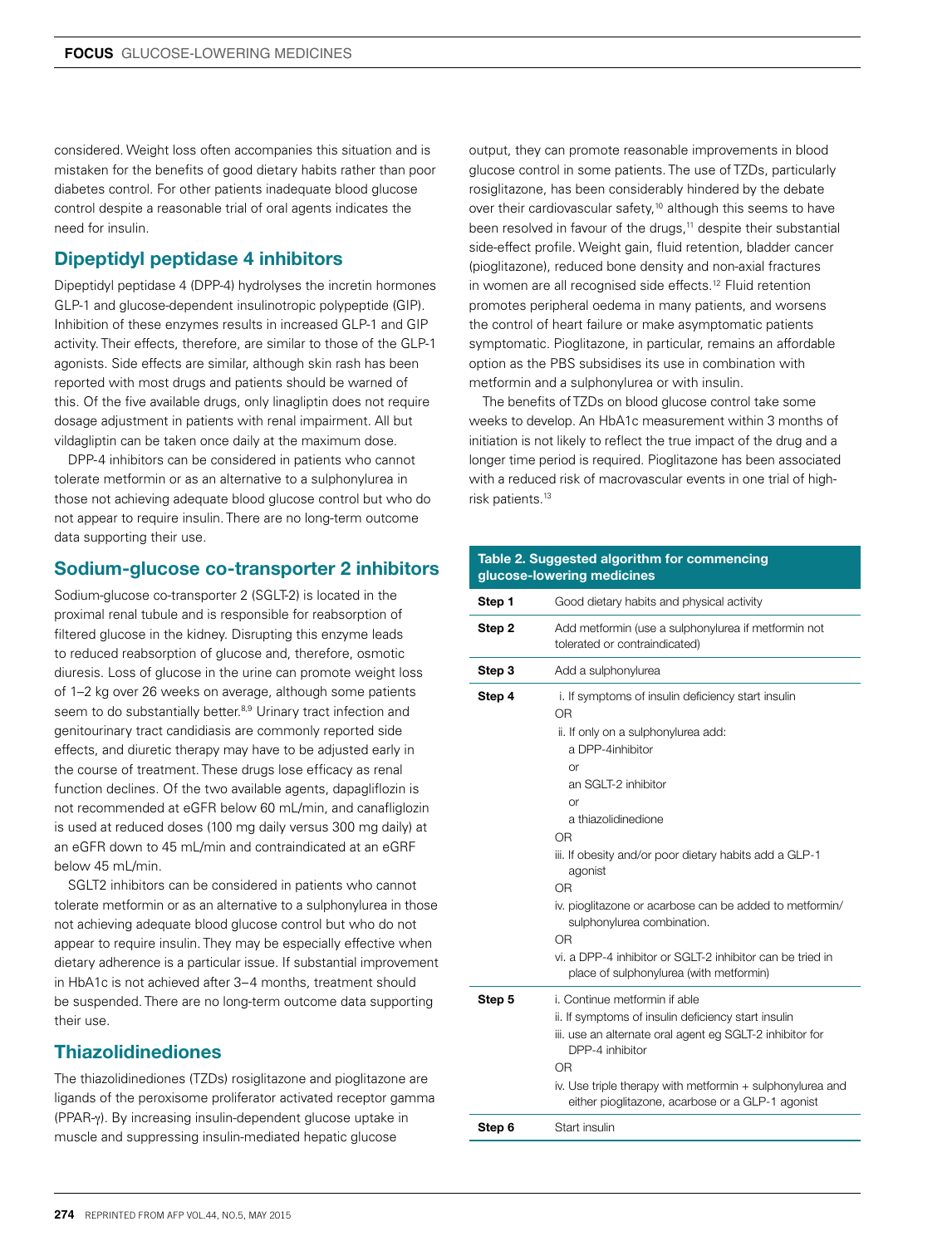considered. Weight loss often accompanies this situation and is mistaken for the benefits of good dietary habits rather than poor diabetes control. For other patients inadequate blood glucose control despite a reasonable trial of oral agents indicates the need for insulin.

## Dipeptidyl peptidase 4 inhibitors

Dipeptidyl peptidase 4 (DPP-4) hydrolyses the incretin hormones GLP-1 and glucose-dependent insulinotropic polypeptide (GIP). Inhibition of these enzymes results in increased GLP-1 and GIP activity. Their effects, therefore, are similar to those of the GLP-1 agonists. Side effects are similar, although skin rash has been reported with most drugs and patients should be warned of this. Of the five available drugs, only linagliptin does not require dosage adjustment in patients with renal impairment. All but vildagliptin can be taken once daily at the maximum dose.

DPP-4 inhibitors can be considered in patients who cannot tolerate metformin or as an alternative to a sulphonylurea in those not achieving adequate blood glucose control but who do not appear to require insulin. There are no long-term outcome data supporting their use.

## Sodium-glucose co-transporter 2 inhibitors

Sodium-glucose co-transporter 2 (SGLT-2) is located in the proximal renal tubule and is responsible for reabsorption of filtered glucose in the kidney. Disrupting this enzyme leads to reduced reabsorption of glucose and, therefore, osmotic diuresis. Loss of glucose in the urine can promote weight loss of 1–2 kg over 26 weeks on average, although some patients seem to do substantially better.[8,9] Urinary tract infection and genitourinary tract candidiasis are commonly reported side effects, and diuretic therapy may have to be adjusted early in the course of treatment. These drugs lose efficacy as renal function declines. Of the two available agents, dapagliflozin is not recommended at eGFR below 60 mL/min, and canafliglozin is used at reduced doses (100 mg daily versus 300 mg daily) at an eGFR down to 45 mL/min and contraindicated at an eGRF below 45 mL/min.

SGLT2 inhibitors can be considered in patients who cannot tolerate metformin or as an alternative to a sulphonylurea in those not achieving adequate blood glucose control but who do not appear to require insulin. They may be especially effective when dietary adherence is a particular issue. If substantial improvement in HbA1c is not achieved after 3–4 months, treatment should be suspended. There are no long-term outcome data supporting their use.

## Thiazolidinediones

The thiazolidinediones (TZDs) rosiglitazone and pioglitazone are ligands of the peroxisome proliferator activated receptor gamma (PPAR-γ). By increasing insulin-dependent glucose uptake in muscle and suppressing insulin-mediated hepatic glucose output, they can promote reasonable improvements in blood glucose control in some patients. The use of TZDs, particularly rosiglitazone, has been considerably hindered by the debate over their cardiovascular safety,[10] although this seems to have been resolved in favour of the drugs,[11] despite their substantial side-effect profile. Weight gain, fluid retention, bladder cancer (pioglitazone), reduced bone density and non-axial fractures in women are all recognised side effects.[12] Fluid retention promotes peripheral oedema in many patients, and worsens the control of heart failure or make asymptomatic patients symptomatic. Pioglitazone, in particular, remains an affordable option as the PBS subsidises its use in combination with metformin and a sulphonylurea or with insulin.

The benefits of TZDs on blood glucose control take some weeks to develop. An HbA1c measurement within 3 months of initiation is not likely to reflect the true impact of the drug and a longer time period is required. Pioglitazone has been associated with a reduced risk of macrovascular events in one trial of high-risk patients.[13]

**Table 2. Suggested algorithm for commencing glucose-lowering medicines**

| | |
|---|---|
| **Step 1** | Good dietary habits and physical activity |
| **Step 2** | Add metformin (use a sulphonylurea if metformin not tolerated or contraindicated) |
| **Step 3** | Add a sulphonylurea |
| **Step 4** | i. If symptoms of insulin deficiency start insulin<br>OR<br>ii. If only on a sulphonylurea add:<br>a DPP-4inhibitor<br>or<br>an SGLT-2 inhibitor<br>or<br>a thiazolidinedione<br>OR<br>iii. If obesity and/or poor dietary habits add a GLP-1 agonist<br>OR<br>iv. pioglitazone or acarbose can be added to metformin/ sulphonylurea combination.<br>OR<br>vi. a DPP-4 inhibitor or SGLT-2 inhibitor can be tried in place of sulphonylurea (with metformin) |
| **Step 5** | i. Continue metformin if able<br>ii. If symptoms of insulin deficiency start insulin<br>iii. use an alternate oral agent eg SGLT-2 inhibitor for DPP-4 inhibitor<br>OR<br>iv. Use triple therapy with metformin + sulphonylurea and either pioglitazone, acarbose or a GLP-1 agonist |
| **Step 6** | Start insulin |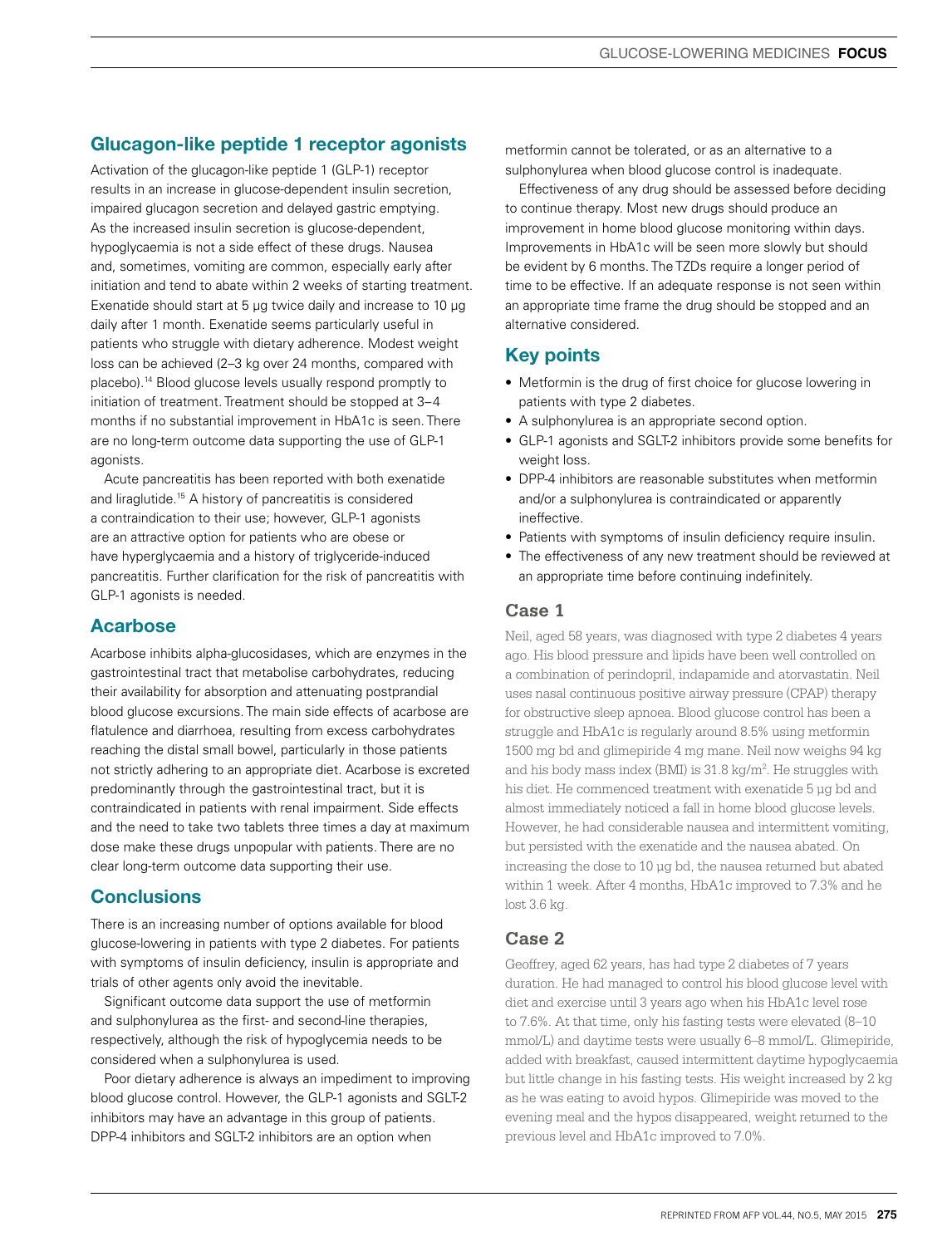## Glucagon-like peptide 1 receptor agonists

Activation of the glucagon-like peptide 1 (GLP-1) receptor results in an increase in glucose-dependent insulin secretion, impaired glucagon secretion and delayed gastric emptying. As the increased insulin secretion is glucose-dependent, hypoglycaemia is not a side effect of these drugs. Nausea and, sometimes, vomiting are common, especially early after initiation and tend to abate within 2 weeks of starting treatment. Exenatide should start at 5 µg twice daily and increase to 10 µg daily after 1 month. Exenatide seems particularly useful in patients who struggle with dietary adherence. Modest weight loss can be achieved (2–3 kg over 24 months, compared with placebo).[14] Blood glucose levels usually respond promptly to initiation of treatment. Treatment should be stopped at 3–4 months if no substantial improvement in HbA1c is seen. There are no long-term outcome data supporting the use of GLP-1 agonists.

Acute pancreatitis has been reported with both exenatide and liraglutide.[15] A history of pancreatitis is considered a contraindication to their use; however, GLP-1 agonists are an attractive option for patients who are obese or have hyperglycaemia and a history of triglyceride-induced pancreatitis. Further clarification for the risk of pancreatitis with GLP-1 agonists is needed.

## Acarbose

Acarbose inhibits alpha-glucosidases, which are enzymes in the gastrointestinal tract that metabolise carbohydrates, reducing their availability for absorption and attenuating postprandial blood glucose excursions. The main side effects of acarbose are flatulence and diarrhoea, resulting from excess carbohydrates reaching the distal small bowel, particularly in those patients not strictly adhering to an appropriate diet. Acarbose is excreted predominantly through the gastrointestinal tract, but it is contraindicated in patients with renal impairment. Side effects and the need to take two tablets three times a day at maximum dose make these drugs unpopular with patients. There are no clear long-term outcome data supporting their use.

## Conclusions

There is an increasing number of options available for blood glucose-lowering in patients with type 2 diabetes. For patients with symptoms of insulin deficiency, insulin is appropriate and trials of other agents only avoid the inevitable.

Significant outcome data support the use of metformin and sulphonylurea as the first- and second-line therapies, respectively, although the risk of hypoglycemia needs to be considered when a sulphonylurea is used.

Poor dietary adherence is always an impediment to improving blood glucose control. However, the GLP-1 agonists and SGLT-2 inhibitors may have an advantage in this group of patients. DPP-4 inhibitors and SGLT-2 inhibitors are an option when metformin cannot be tolerated, or as an alternative to a sulphonylurea when blood glucose control is inadequate.

Effectiveness of any drug should be assessed before deciding to continue therapy. Most new drugs should produce an improvement in home blood glucose monitoring within days. Improvements in HbA1c will be seen more slowly but should be evident by 6 months. The TZDs require a longer period of time to be effective. If an adequate response is not seen within an appropriate time frame the drug should be stopped and an alternative considered.

## Key points

- Metformin is the drug of first choice for glucose lowering in patients with type 2 diabetes.
- A sulphonylurea is an appropriate second option.
- GLP-1 agonists and SGLT-2 inhibitors provide some benefits for weight loss.
- DPP-4 inhibitors are reasonable substitutes when metformin and/or a sulphonylurea is contraindicated or apparently ineffective.
- Patients with symptoms of insulin deficiency require insulin.
- The effectiveness of any new treatment should be reviewed at an appropriate time before continuing indefinitely.

### Case 1

Neil, aged 58 years, was diagnosed with type 2 diabetes 4 years ago. His blood pressure and lipids have been well controlled on a combination of perindopril, indapamide and atorvastatin. Neil uses nasal continuous positive airway pressure (CPAP) therapy for obstructive sleep apnoea. Blood glucose control has been a struggle and HbA1c is regularly around 8.5% using metformin 1500 mg bd and glimepiride 4 mg mane. Neil now weighs 94 kg and his body mass index (BMI) is 31.8 kg/m$^2$. He struggles with his diet. He commenced treatment with exenatide 5 µg bd and almost immediately noticed a fall in home blood glucose levels. However, he had considerable nausea and intermittent vomiting, but persisted with the exenatide and the nausea abated. On increasing the dose to 10 µg bd, the nausea returned but abated within 1 week. After 4 months, HbA1c improved to 7.3% and he lost 3.6 kg.

### Case 2

Geoffrey, aged 62 years, has had type 2 diabetes of 7 years duration. He had managed to control his blood glucose level with diet and exercise until 3 years ago when his HbA1c level rose to 7.6%. At that time, only his fasting tests were elevated (8–10 mmol/L) and daytime tests were usually 6–8 mmol/L. Glimepiride, added with breakfast, caused intermittent daytime hypoglycaemia but little change in his fasting tests. His weight increased by 2 kg as he was eating to avoid hypos. Glimepiride was moved to the evening meal and the hypos disappeared, weight returned to the previous level and HbA1c improved to 7.0%.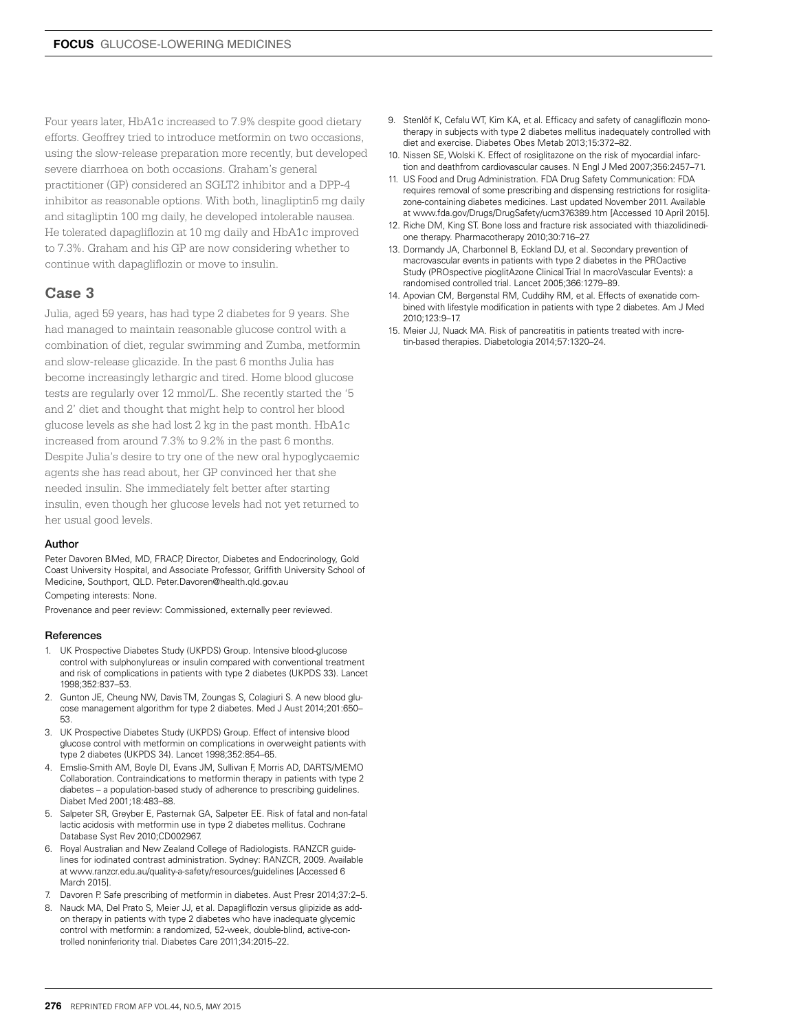Four years later, HbA1c increased to 7.9% despite good dietary efforts. Geoffrey tried to introduce metformin on two occasions, using the slow-release preparation more recently, but developed severe diarrhoea on both occasions. Graham's general practitioner (GP) considered an SGLT2 inhibitor and a DPP-4 inhibitor as reasonable options. With both, linagliptin5 mg daily and sitagliptin 100 mg daily, he developed intolerable nausea. He tolerated dapagliflozin at 10 mg daily and HbA1c improved to 7.3%. Graham and his GP are now considering whether to continue with dapagliflozin or move to insulin.

## Case 3

Julia, aged 59 years, has had type 2 diabetes for 9 years. She had managed to maintain reasonable glucose control with a combination of diet, regular swimming and Zumba, metformin and slow-release glicazide. In the past 6 months Julia has become increasingly lethargic and tired. Home blood glucose tests are regularly over 12 mmol/L. She recently started the '5 and 2' diet and thought that might help to control her blood glucose levels as she had lost 2 kg in the past month. HbA1c increased from around 7.3% to 9.2% in the past 6 months. Despite Julia's desire to try one of the new oral hypoglycaemic agents she has read about, her GP convinced her that she needed insulin. She immediately felt better after starting insulin, even though her glucose levels had not yet returned to her usual good levels.

### Author

Peter Davoren BMed, MD, FRACP, Director, Diabetes and Endocrinology, Gold Coast University Hospital, and Associate Professor, Griffith University School of Medicine, Southport, QLD. Peter.Davoren@health.qld.gov.au

Competing interests: None.

Provenance and peer review: Commissioned, externally peer reviewed.

### References

1. UK Prospective Diabetes Study (UKPDS) Group. Intensive blood-glucose control with sulphonylureas or insulin compared with conventional treatment and risk of complications in patients with type 2 diabetes (UKPDS 33). Lancet 1998;352:837–53.
2. Gunton JE, Cheung NW, Davis TM, Zoungas S, Colagiuri S. A new blood glucose management algorithm for type 2 diabetes. Med J Aust 2014;201:650–53.
3. UK Prospective Diabetes Study (UKPDS) Group. Effect of intensive blood glucose control with metformin on complications in overweight patients with type 2 diabetes (UKPDS 34). Lancet 1998;352:854–65.
4. Emslie-Smith AM, Boyle DI, Evans JM, Sullivan F, Morris AD, DARTS/MEMO Collaboration. Contraindications to metformin therapy in patients with type 2 diabetes – a population-based study of adherence to prescribing guidelines. Diabet Med 2001;18:483–88.
5. Salpeter SR, Greyber E, Pasternak GA, Salpeter EE. Risk of fatal and non-fatal lactic acidosis with metformin use in type 2 diabetes mellitus. Cochrane Database Syst Rev 2010;CD002967.
6. Royal Australian and New Zealand College of Radiologists. RANZCR guidelines for iodinated contrast administration. Sydney: RANZCR, 2009. Available at www.ranzcr.edu.au/quality-a-safety/resources/guidelines [Accessed 6 March 2015].
7. Davoren P. Safe prescribing of metformin in diabetes. Aust Presr 2014;37:2–5.
8. Nauck MA, Del Prato S, Meier JJ, et al. Dapagliflozin versus glipizide as add-on therapy in patients with type 2 diabetes who have inadequate glycemic control with metformin: a randomized, 52-week, double-blind, active-controlled noninferiority trial. Diabetes Care 2011;34:2015–22.
9. Stenlöf K, Cefalu WT, Kim KA, et al. Efficacy and safety of canagliflozin monotherapy in subjects with type 2 diabetes mellitus inadequately controlled with diet and exercise. Diabetes Obes Metab 2013;15:372–82.
10. Nissen SE, Wolski K. Effect of rosiglitazone on the risk of myocardial infarction and deathfrom cardiovascular causes. N Engl J Med 2007;356:2457–71.
11. US Food and Drug Administration. FDA Drug Safety Communication: FDA requires removal of some prescribing and dispensing restrictions for rosiglitazone-containing diabetes medicines. Last updated November 2011. Available at www.fda.gov/Drugs/DrugSafety/ucm376389.htm [Accessed 10 April 2015].
12. Riche DM, King ST. Bone loss and fracture risk associated with thiazolidinedione therapy. Pharmacotherapy 2010;30:716–27.
13. Dormandy JA, Charbonnel B, Eckland DJ, et al. Secondary prevention of macrovascular events in patients with type 2 diabetes in the PROactive Study (PROspective pioglitAzone Clinical Trial In macroVascular Events): a randomised controlled trial. Lancet 2005;366:1279–89.
14. Apovian CM, Bergenstal RM, Cuddihy RM, et al. Effects of exenatide combined with lifestyle modification in patients with type 2 diabetes. Am J Med 2010;123:9–17.
15. Meier JJ, Nuack MA. Risk of pancreatitis in patients treated with incretin-based therapies. Diabetologia 2014;57:1320–24.